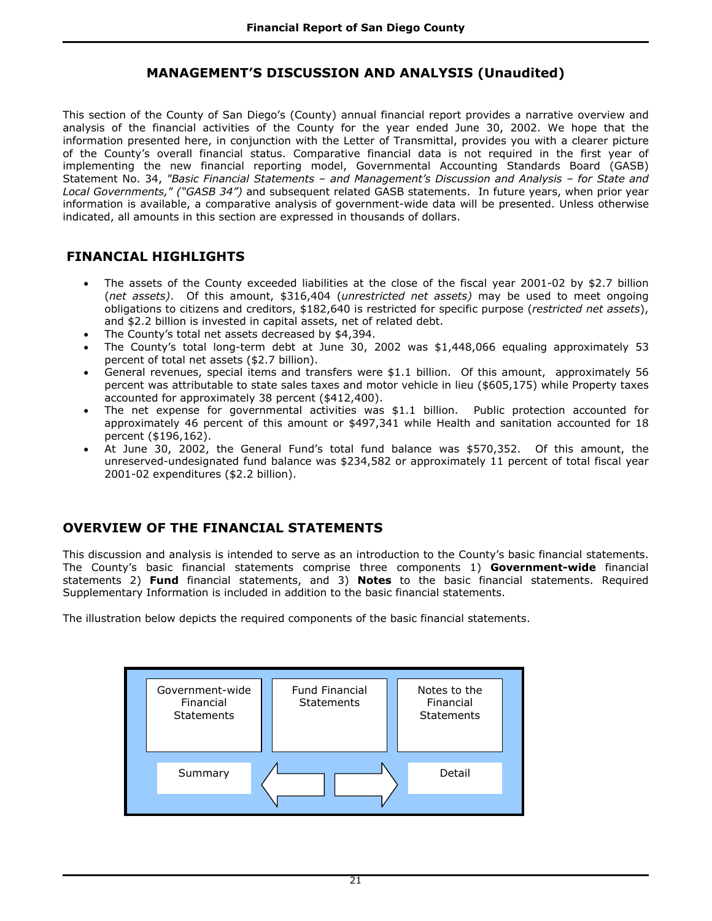# MANAGEMENT'S DISCUSSION AND ANALYSIS (Unaudited)

This section of the County of San Diego's (County) annual financial report provides a narrative overview and analysis of the financial activities of the County for the year ended June 30, 2002. We hope that the information presented here, in conjunction with the Letter of Transmittal, provides you with a clearer picture of the County's overall financial status. Comparative financial data is not required in the first year of implementing the new financial reporting model, Governmental Accounting Standards Board (GASB) Statement No. 34, *"Basic Financial Statements – and Management's Discussion and Analysis – for State and Local Governments," ("GASB 34")* and subsequent related GASB statements. In future years, when prior year information is available, a comparative analysis of government-wide data will be presented. Unless otherwise indicated, all amounts in this section are expressed in thousands of dollars.

## FINANCIAL HIGHLIGHTS

- The assets of the County exceeded liabilities at the close of the fiscal year 2001-02 by $2.7 billion (*net assets*). Of this amount, $316,404 (*unrestricted net assets)* may be used to meet ongoing obligations to citizens and creditors, $182,640 is restricted for specific purpose (*restricted net assets*), and $2.2 billion is invested in capital assets, net of related debt.
- The County's total net assets decreased by $4,394.
- The County's total long-term debt at June 30, 2002 was $1,448,066 equaling approximately 53 percent of total net assets ($2.7 billion).
- General revenues, special items and transfers were $1.1 billion. Of this amount, approximately 56 percent was attributable to state sales taxes and motor vehicle in lieu ($605,175) while Property taxes accounted for approximately 38 percent ($412,400).
- The net expense for governmental activities was $1.1 billion. Public protection accounted for approximately 46 percent of this amount or $497,341 while Health and sanitation accounted for 18 percent ($196,162).
- At June 30, 2002, the General Fund's total fund balance was $570,352. Of this amount, the unreserved-undesignated fund balance was $234,582 or approximately 11 percent of total fiscal year 2001-02 expenditures ($2.2 billion).

## OVERVIEW OF THE FINANCIAL STATEMENTS

This discussion and analysis is intended to serve as an introduction to the County's basic financial statements. The County's basic financial statements comprise three components 1) **Government-wide** financial statements 2) **Fund** financial statements, and 3) **Notes** to the basic financial statements. Required Supplementary Information is included in addition to the basic financial statements.

The illustration below depicts the required components of the basic financial statements.

| Government-wide Financial Statements | Fund Financial Statements | Notes to the Financial Statements |
|---|---|---|
| Summary | ⟵ ⟶ | Detail |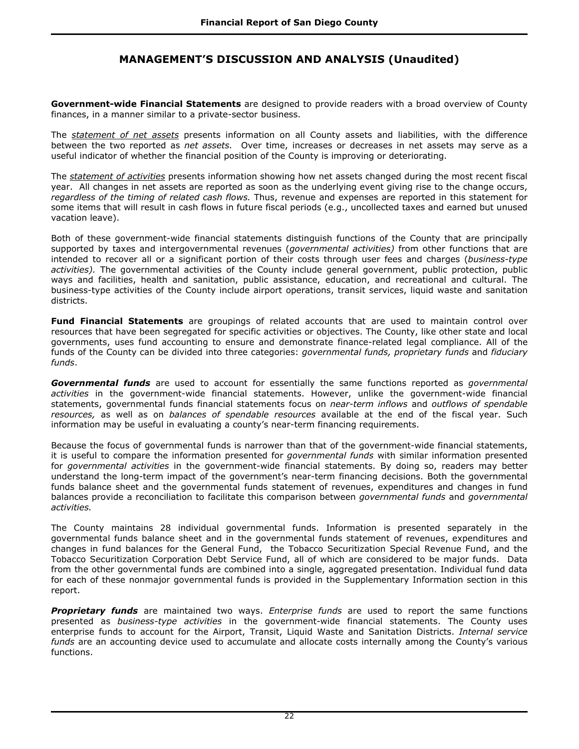## MANAGEMENT'S DISCUSSION AND ANALYSIS (Unaudited)

**Government-wide Financial Statements** are designed to provide readers with a broad overview of County finances, in a manner similar to a private-sector business.

The *statement of net assets* presents information on all County assets and liabilities, with the difference between the two reported as *net assets.* Over time, increases or decreases in net assets may serve as a useful indicator of whether the financial position of the County is improving or deteriorating.

The *statement of activities* presents information showing how net assets changed during the most recent fiscal year. All changes in net assets are reported as soon as the underlying event giving rise to the change occurs, *regardless of the timing of related cash flows.* Thus, revenue and expenses are reported in this statement for some items that will result in cash flows in future fiscal periods (e.g., uncollected taxes and earned but unused vacation leave).

Both of these government-wide financial statements distinguish functions of the County that are principally supported by taxes and intergovernmental revenues (*governmental activities)* from other functions that are intended to recover all or a significant portion of their costs through user fees and charges (*business-type activities).* The governmental activities of the County include general government, public protection, public ways and facilities, health and sanitation, public assistance, education, and recreational and cultural. The business-type activities of the County include airport operations, transit services, liquid waste and sanitation districts.

**Fund Financial Statements** are groupings of related accounts that are used to maintain control over resources that have been segregated for specific activities or objectives. The County, like other state and local governments, uses fund accounting to ensure and demonstrate finance-related legal compliance. All of the funds of the County can be divided into three categories: *governmental funds, proprietary funds* and *fiduciary funds*.

***Governmental funds*** are used to account for essentially the same functions reported as *governmental activities* in the government-wide financial statements. However, unlike the government-wide financial statements, governmental funds financial statements focus on *near-term inflows* and *outflows of spendable resources,* as well as on *balances of spendable resources* available at the end of the fiscal year. Such information may be useful in evaluating a county's near-term financing requirements.

Because the focus of governmental funds is narrower than that of the government-wide financial statements, it is useful to compare the information presented for *governmental funds* with similar information presented for *governmental activities* in the government-wide financial statements. By doing so, readers may better understand the long-term impact of the government's near-term financing decisions. Both the governmental funds balance sheet and the governmental funds statement of revenues, expenditures and changes in fund balances provide a reconciliation to facilitate this comparison between *governmental funds* and *governmental activities.*

The County maintains 28 individual governmental funds. Information is presented separately in the governmental funds balance sheet and in the governmental funds statement of revenues, expenditures and changes in fund balances for the General Fund, the Tobacco Securitization Special Revenue Fund, and the Tobacco Securitization Corporation Debt Service Fund, all of which are considered to be major funds. Data from the other governmental funds are combined into a single, aggregated presentation. Individual fund data for each of these nonmajor governmental funds is provided in the Supplementary Information section in this report.

***Proprietary funds*** are maintained two ways. *Enterprise funds* are used to report the same functions presented as *business-type activities* in the government-wide financial statements. The County uses enterprise funds to account for the Airport, Transit, Liquid Waste and Sanitation Districts. *Internal service funds* are an accounting device used to accumulate and allocate costs internally among the County's various functions.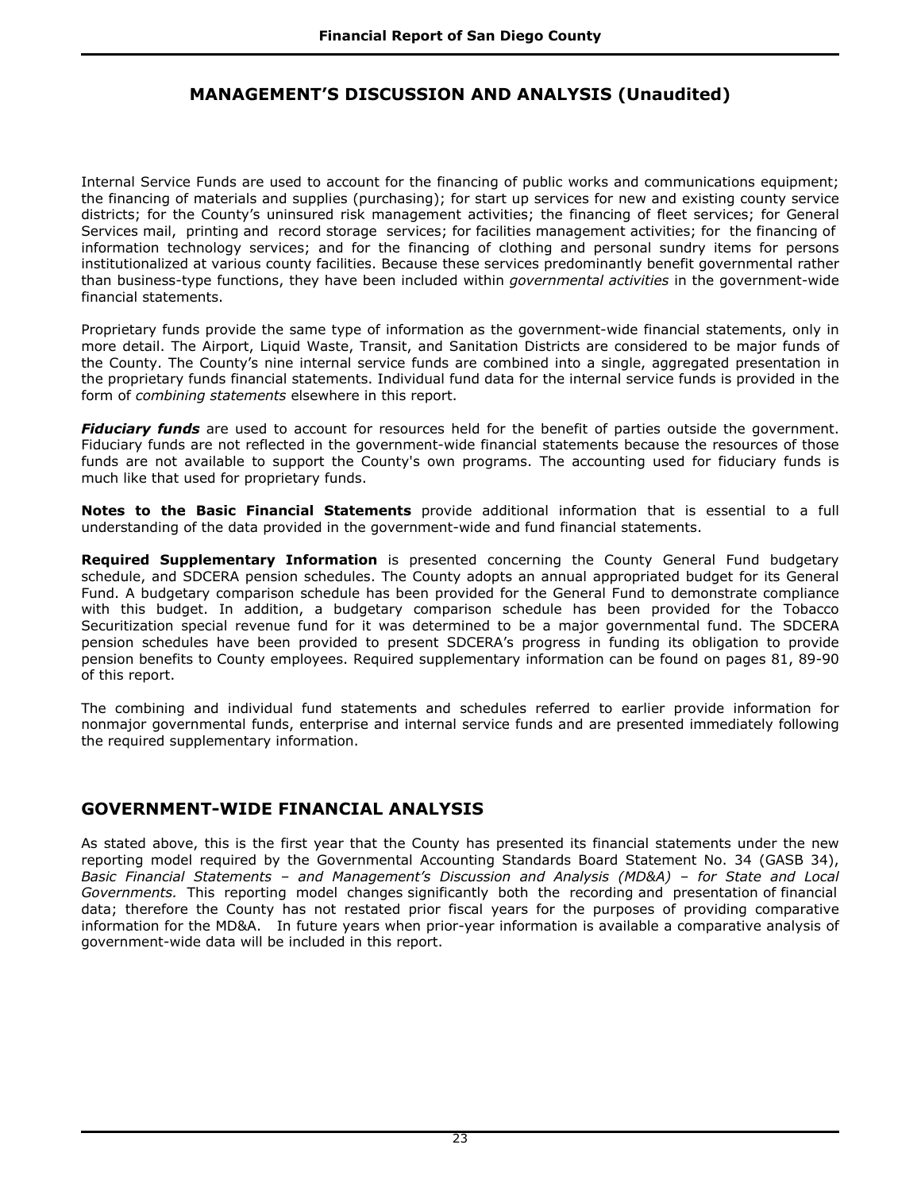# MANAGEMENT'S DISCUSSION AND ANALYSIS (Unaudited)

Internal Service Funds are used to account for the financing of public works and communications equipment; the financing of materials and supplies (purchasing); for start up services for new and existing county service districts; for the County's uninsured risk management activities; the financing of fleet services; for General Services mail, printing and record storage services; for facilities management activities; for the financing of information technology services; and for the financing of clothing and personal sundry items for persons institutionalized at various county facilities. Because these services predominantly benefit governmental rather than business-type functions, they have been included within *governmental activities* in the government-wide financial statements.

Proprietary funds provide the same type of information as the government-wide financial statements, only in more detail. The Airport, Liquid Waste, Transit, and Sanitation Districts are considered to be major funds of the County. The County's nine internal service funds are combined into a single, aggregated presentation in the proprietary funds financial statements. Individual fund data for the internal service funds is provided in the form of *combining statements* elsewhere in this report.

***Fiduciary funds*** are used to account for resources held for the benefit of parties outside the government. Fiduciary funds are not reflected in the government-wide financial statements because the resources of those funds are not available to support the County's own programs. The accounting used for fiduciary funds is much like that used for proprietary funds.

**Notes to the Basic Financial Statements** provide additional information that is essential to a full understanding of the data provided in the government-wide and fund financial statements.

**Required Supplementary Information** is presented concerning the County General Fund budgetary schedule, and SDCERA pension schedules. The County adopts an annual appropriated budget for its General Fund. A budgetary comparison schedule has been provided for the General Fund to demonstrate compliance with this budget. In addition, a budgetary comparison schedule has been provided for the Tobacco Securitization special revenue fund for it was determined to be a major governmental fund. The SDCERA pension schedules have been provided to present SDCERA's progress in funding its obligation to provide pension benefits to County employees. Required supplementary information can be found on pages 81, 89-90 of this report.

The combining and individual fund statements and schedules referred to earlier provide information for nonmajor governmental funds, enterprise and internal service funds and are presented immediately following the required supplementary information.

## GOVERNMENT-WIDE FINANCIAL ANALYSIS

As stated above, this is the first year that the County has presented its financial statements under the new reporting model required by the Governmental Accounting Standards Board Statement No. 34 (GASB 34), *Basic Financial Statements – and Management's Discussion and Analysis (MD&A) – for State and Local Governments.* This reporting model changes significantly both the recording and presentation of financial data; therefore the County has not restated prior fiscal years for the purposes of providing comparative information for the MD&A. In future years when prior-year information is available a comparative analysis of government-wide data will be included in this report.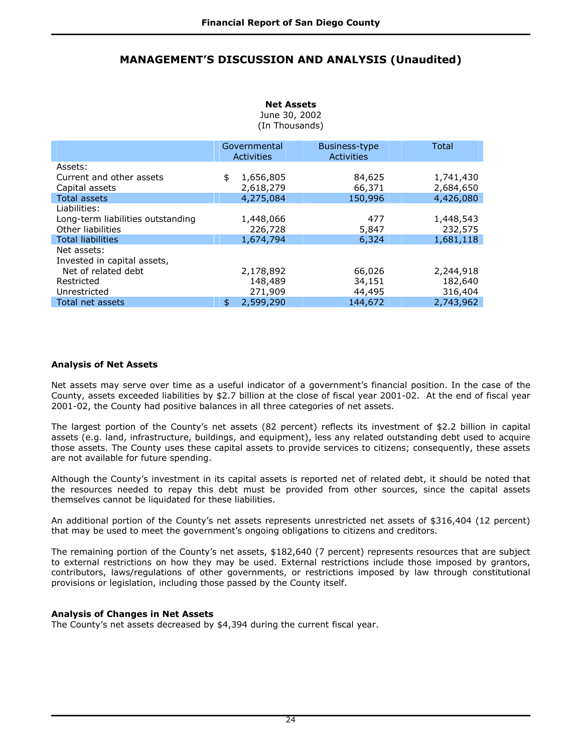# MANAGEMENT'S DISCUSSION AND ANALYSIS (Unaudited)

**Net Assets**
June 30, 2002
(In Thousands)

| | Governmental Activities | Business-type Activities | Total |
|---|---|---|---|
| Assets: | | | |
| Current and other assets | $ 1,656,805 | 84,625 | 1,741,430 |
| Capital assets | 2,618,279 | 66,371 | 2,684,650 |
| Total assets | 4,275,084 | 150,996 | 4,426,080 |
| Liabilities: | | | |
| Long-term liabilities outstanding | 1,448,066 | 477 | 1,448,543 |
| Other liabilities | 226,728 | 5,847 | 232,575 |
| Total liabilities | 1,674,794 | 6,324 | 1,681,118 |
| Net assets: | | | |
| Invested in capital assets, Net of related debt | 2,178,892 | 66,026 | 2,244,918 |
| Restricted | 148,489 | 34,151 | 182,640 |
| Unrestricted | 271,909 | 44,495 | 316,404 |
| Total net assets | $ 2,599,290 | 144,672 | 2,743,962 |

**Analysis of Net Assets**

Net assets may serve over time as a useful indicator of a government's financial position. In the case of the County, assets exceeded liabilities by $2.7 billion at the close of fiscal year 2001-02. At the end of fiscal year 2001-02, the County had positive balances in all three categories of net assets.

The largest portion of the County's net assets (82 percent) reflects its investment of $2.2 billion in capital assets (e.g. land, infrastructure, buildings, and equipment), less any related outstanding debt used to acquire those assets. The County uses these capital assets to provide services to citizens; consequently, these assets are not available for future spending.

Although the County's investment in its capital assets is reported net of related debt, it should be noted that the resources needed to repay this debt must be provided from other sources, since the capital assets themselves cannot be liquidated for these liabilities.

An additional portion of the County's net assets represents unrestricted net assets of $316,404 (12 percent) that may be used to meet the government's ongoing obligations to citizens and creditors.

The remaining portion of the County's net assets, $182,640 (7 percent) represents resources that are subject to external restrictions on how they may be used. External restrictions include those imposed by grantors, contributors, laws/regulations of other governments, or restrictions imposed by law through constitutional provisions or legislation, including those passed by the County itself.

**Analysis of Changes in Net Assets**

The County's net assets decreased by $4,394 during the current fiscal year.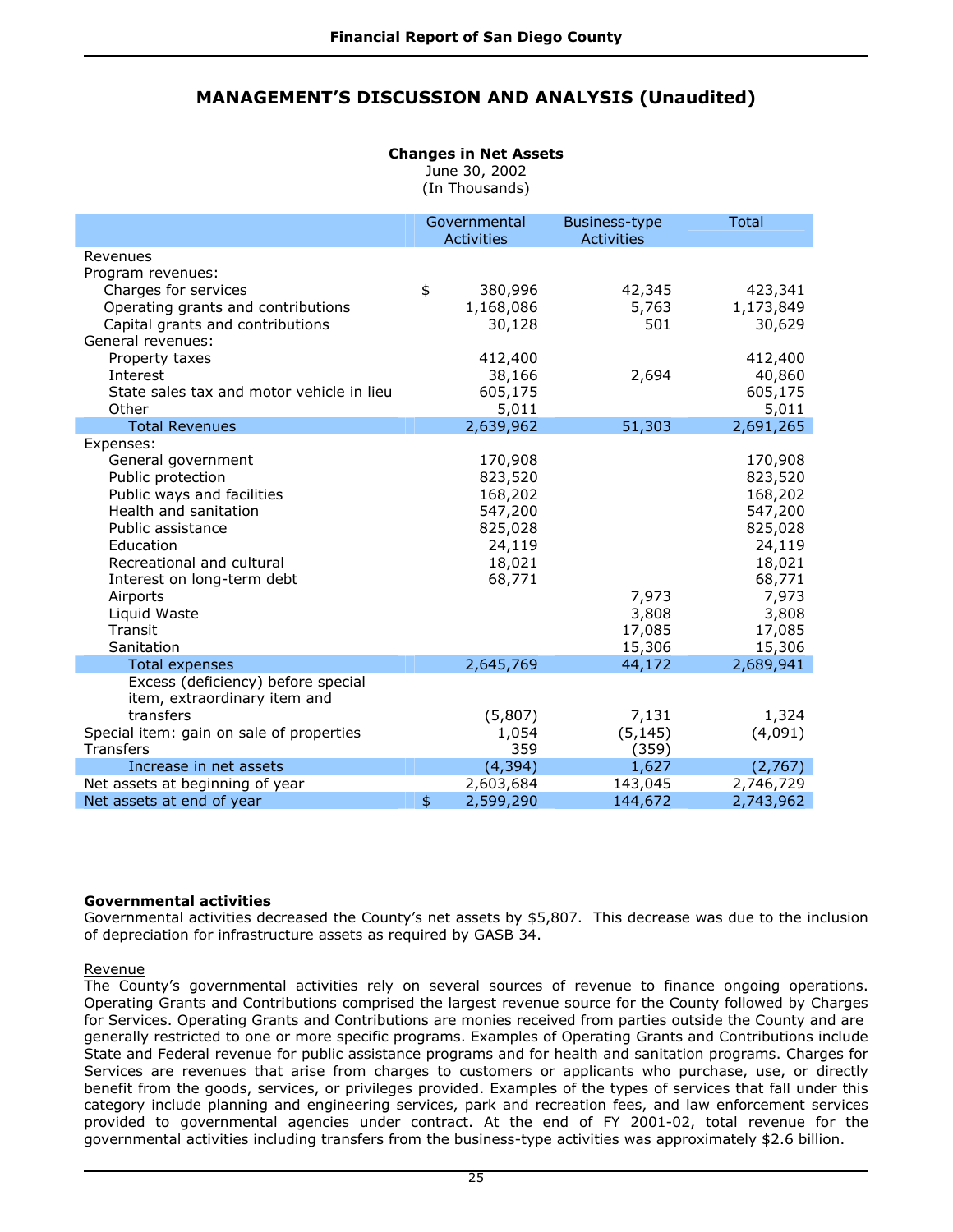## MANAGEMENT'S DISCUSSION AND ANALYSIS (Unaudited)

**Changes in Net Assets**
June 30, 2002
(In Thousands)

| | Governmental Activities | Business-type Activities | Total |
|---|---|---|---|
| Revenues | | | |
| Program revenues: | | | |
| Charges for services | $ 380,996 | 42,345 | 423,341 |
| Operating grants and contributions | 1,168,086 | 5,763 | 1,173,849 |
| Capital grants and contributions | 30,128 | 501 | 30,629 |
| General revenues: | | | |
| Property taxes | 412,400 | | 412,400 |
| Interest | 38,166 | 2,694 | 40,860 |
| State sales tax and motor vehicle in lieu | 605,175 | | 605,175 |
| Other | 5,011 | | 5,011 |
| Total Revenues | 2,639,962 | 51,303 | 2,691,265 |
| Expenses: | | | |
| General government | 170,908 | | 170,908 |
| Public protection | 823,520 | | 823,520 |
| Public ways and facilities | 168,202 | | 168,202 |
| Health and sanitation | 547,200 | | 547,200 |
| Public assistance | 825,028 | | 825,028 |
| Education | 24,119 | | 24,119 |
| Recreational and cultural | 18,021 | | 18,021 |
| Interest on long-term debt | 68,771 | | 68,771 |
| Airports | | 7,973 | 7,973 |
| Liquid Waste | | 3,808 | 3,808 |
| Transit | | 17,085 | 17,085 |
| Sanitation | | 15,306 | 15,306 |
| Total expenses | 2,645,769 | 44,172 | 2,689,941 |
| Excess (deficiency) before special item, extraordinary item and transfers | (5,807) | 7,131 | 1,324 |
| Special item: gain on sale of properties | 1,054 | (5,145) | (4,091) |
| Transfers | 359 | (359) | |
| Increase in net assets | (4,394) | 1,627 | (2,767) |
| Net assets at beginning of year | 2,603,684 | 143,045 | 2,746,729 |
| Net assets at end of year | $ 2,599,290 | 144,672 | 2,743,962 |

**Governmental activities**

Governmental activities decreased the County's net assets by $5,807. This decrease was due to the inclusion of depreciation for infrastructure assets as required by GASB 34.

Revenue

The County's governmental activities rely on several sources of revenue to finance ongoing operations. Operating Grants and Contributions comprised the largest revenue source for the County followed by Charges for Services. Operating Grants and Contributions are monies received from parties outside the County and are generally restricted to one or more specific programs. Examples of Operating Grants and Contributions include State and Federal revenue for public assistance programs and for health and sanitation programs. Charges for Services are revenues that arise from charges to customers or applicants who purchase, use, or directly benefit from the goods, services, or privileges provided. Examples of the types of services that fall under this category include planning and engineering services, park and recreation fees, and law enforcement services provided to governmental agencies under contract. At the end of FY 2001-02, total revenue for the governmental activities including transfers from the business-type activities was approximately $2.6 billion.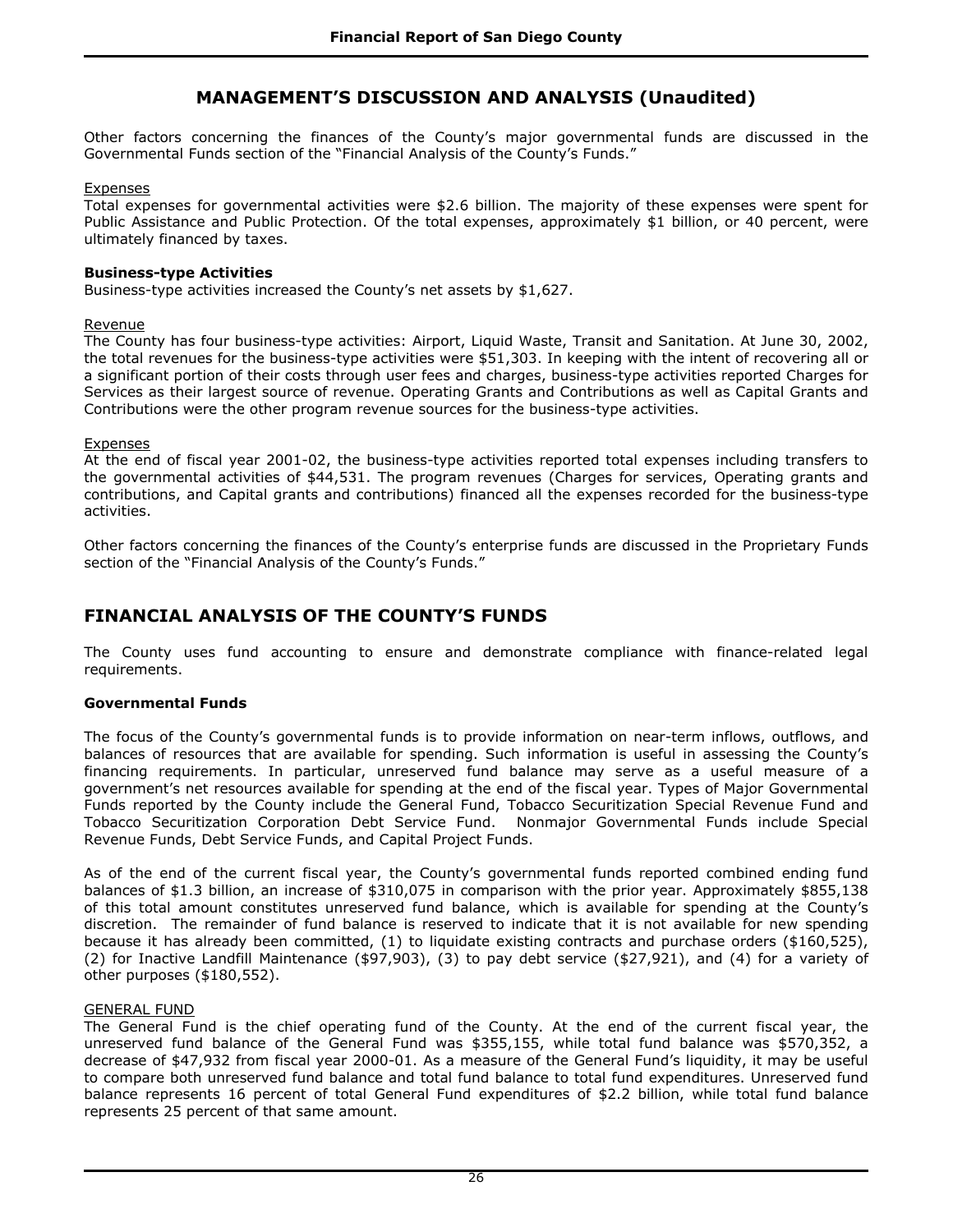# MANAGEMENT'S DISCUSSION AND ANALYSIS (Unaudited)

Other factors concerning the finances of the County's major governmental funds are discussed in the Governmental Funds section of the "Financial Analysis of the County's Funds."

Expenses

Total expenses for governmental activities were $2.6 billion. The majority of these expenses were spent for Public Assistance and Public Protection. Of the total expenses, approximately $1 billion, or 40 percent, were ultimately financed by taxes.

**Business-type Activities**

Business-type activities increased the County's net assets by $1,627.

Revenue

The County has four business-type activities: Airport, Liquid Waste, Transit and Sanitation. At June 30, 2002, the total revenues for the business-type activities were $51,303. In keeping with the intent of recovering all or a significant portion of their costs through user fees and charges, business-type activities reported Charges for Services as their largest source of revenue. Operating Grants and Contributions as well as Capital Grants and Contributions were the other program revenue sources for the business-type activities.

Expenses

At the end of fiscal year 2001-02, the business-type activities reported total expenses including transfers to the governmental activities of $44,531. The program revenues (Charges for services, Operating grants and contributions, and Capital grants and contributions) financed all the expenses recorded for the business-type activities.

Other factors concerning the finances of the County's enterprise funds are discussed in the Proprietary Funds section of the "Financial Analysis of the County's Funds."

## FINANCIAL ANALYSIS OF THE COUNTY'S FUNDS

The County uses fund accounting to ensure and demonstrate compliance with finance-related legal requirements.

**Governmental Funds**

The focus of the County's governmental funds is to provide information on near-term inflows, outflows, and balances of resources that are available for spending. Such information is useful in assessing the County's financing requirements. In particular, unreserved fund balance may serve as a useful measure of a government's net resources available for spending at the end of the fiscal year. Types of Major Governmental Funds reported by the County include the General Fund, Tobacco Securitization Special Revenue Fund and Tobacco Securitization Corporation Debt Service Fund. Nonmajor Governmental Funds include Special Revenue Funds, Debt Service Funds, and Capital Project Funds.

As of the end of the current fiscal year, the County's governmental funds reported combined ending fund balances of $1.3 billion, an increase of $310,075 in comparison with the prior year. Approximately $855,138 of this total amount constitutes unreserved fund balance, which is available for spending at the County's discretion. The remainder of fund balance is reserved to indicate that it is not available for new spending because it has already been committed, (1) to liquidate existing contracts and purchase orders ($160,525), (2) for Inactive Landfill Maintenance ($97,903), (3) to pay debt service ($27,921), and (4) for a variety of other purposes ($180,552).

GENERAL FUND

The General Fund is the chief operating fund of the County. At the end of the current fiscal year, the unreserved fund balance of the General Fund was $355,155, while total fund balance was $570,352, a decrease of $47,932 from fiscal year 2000-01. As a measure of the General Fund's liquidity, it may be useful to compare both unreserved fund balance and total fund balance to total fund expenditures. Unreserved fund balance represents 16 percent of total General Fund expenditures of $2.2 billion, while total fund balance represents 25 percent of that same amount.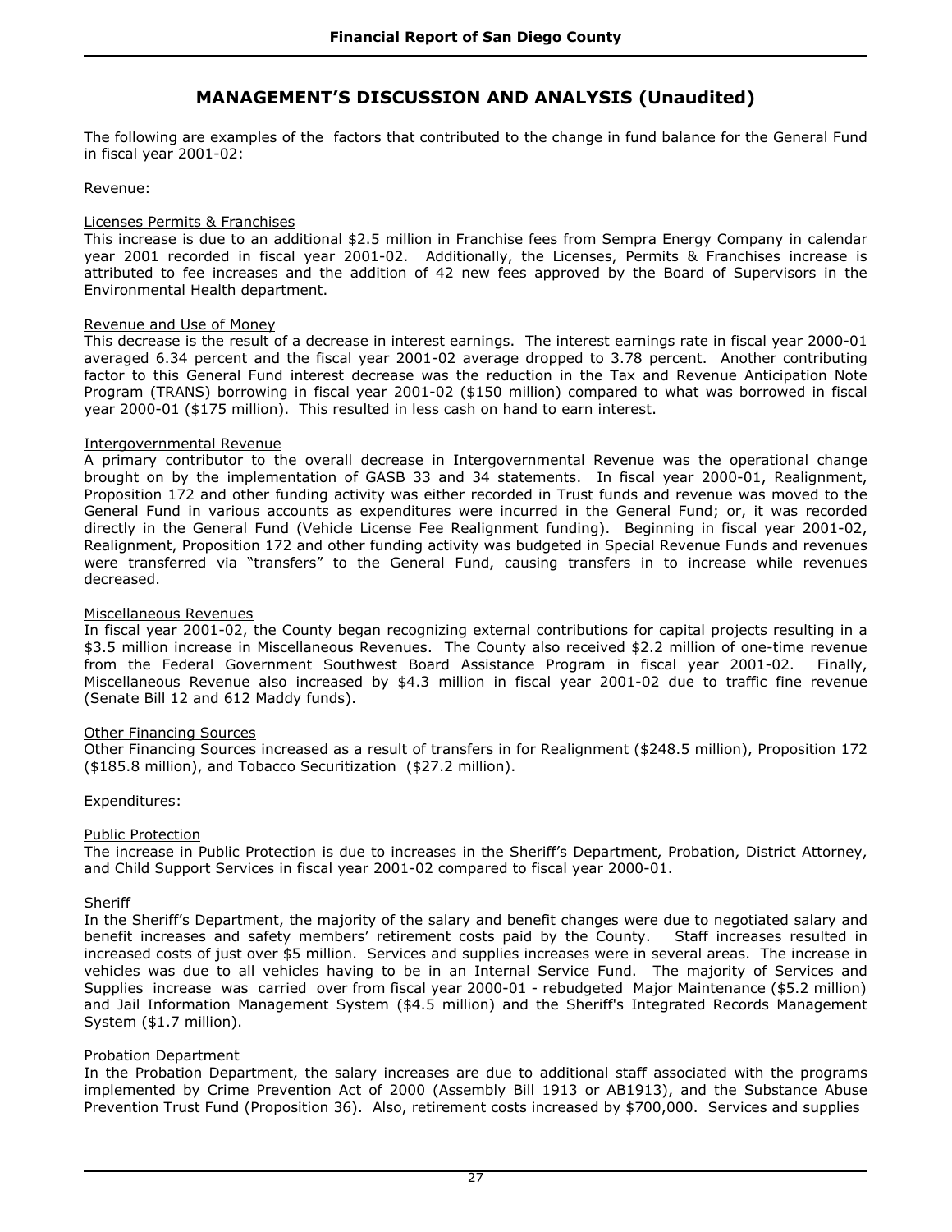## MANAGEMENT'S DISCUSSION AND ANALYSIS (Unaudited)

The following are examples of the factors that contributed to the change in fund balance for the General Fund in fiscal year 2001-02:

Revenue:

Licenses Permits & Franchises

This increase is due to an additional $2.5 million in Franchise fees from Sempra Energy Company in calendar year 2001 recorded in fiscal year 2001-02. Additionally, the Licenses, Permits & Franchises increase is attributed to fee increases and the addition of 42 new fees approved by the Board of Supervisors in the Environmental Health department.

Revenue and Use of Money

This decrease is the result of a decrease in interest earnings. The interest earnings rate in fiscal year 2000-01 averaged 6.34 percent and the fiscal year 2001-02 average dropped to 3.78 percent. Another contributing factor to this General Fund interest decrease was the reduction in the Tax and Revenue Anticipation Note Program (TRANS) borrowing in fiscal year 2001-02 ($150 million) compared to what was borrowed in fiscal year 2000-01 ($175 million). This resulted in less cash on hand to earn interest.

Intergovernmental Revenue

A primary contributor to the overall decrease in Intergovernmental Revenue was the operational change brought on by the implementation of GASB 33 and 34 statements. In fiscal year 2000-01, Realignment, Proposition 172 and other funding activity was either recorded in Trust funds and revenue was moved to the General Fund in various accounts as expenditures were incurred in the General Fund; or, it was recorded directly in the General Fund (Vehicle License Fee Realignment funding). Beginning in fiscal year 2001-02, Realignment, Proposition 172 and other funding activity was budgeted in Special Revenue Funds and revenues were transferred via "transfers" to the General Fund, causing transfers in to increase while revenues decreased.

Miscellaneous Revenues

In fiscal year 2001-02, the County began recognizing external contributions for capital projects resulting in a $3.5 million increase in Miscellaneous Revenues. The County also received $2.2 million of one-time revenue from the Federal Government Southwest Board Assistance Program in fiscal year 2001-02. Finally, Miscellaneous Revenue also increased by $4.3 million in fiscal year 2001-02 due to traffic fine revenue (Senate Bill 12 and 612 Maddy funds).

Other Financing Sources

Other Financing Sources increased as a result of transfers in for Realignment ($248.5 million), Proposition 172 ($185.8 million), and Tobacco Securitization ($27.2 million).

Expenditures:

Public Protection

The increase in Public Protection is due to increases in the Sheriff's Department, Probation, District Attorney, and Child Support Services in fiscal year 2001-02 compared to fiscal year 2000-01.

Sheriff

In the Sheriff's Department, the majority of the salary and benefit changes were due to negotiated salary and benefit increases and safety members' retirement costs paid by the County. Staff increases resulted in increased costs of just over $5 million. Services and supplies increases were in several areas. The increase in vehicles was due to all vehicles having to be in an Internal Service Fund. The majority of Services and Supplies increase was carried over from fiscal year 2000-01 - rebudgeted Major Maintenance ($5.2 million) and Jail Information Management System ($4.5 million) and the Sheriff's Integrated Records Management System ($1.7 million).

Probation Department

In the Probation Department, the salary increases are due to additional staff associated with the programs implemented by Crime Prevention Act of 2000 (Assembly Bill 1913 or AB1913), and the Substance Abuse Prevention Trust Fund (Proposition 36). Also, retirement costs increased by $700,000. Services and supplies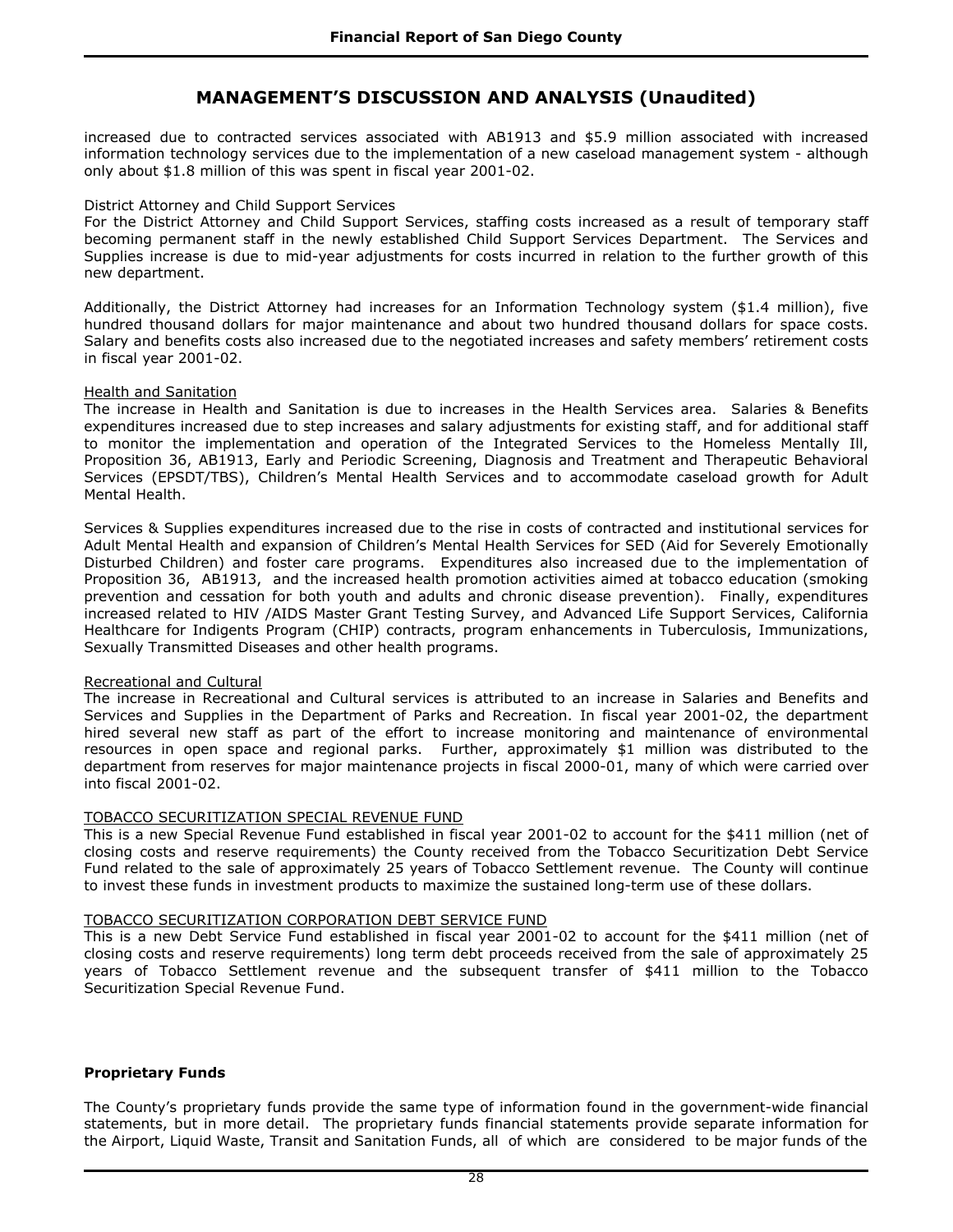## MANAGEMENT'S DISCUSSION AND ANALYSIS (Unaudited)

increased due to contracted services associated with AB1913 and $5.9 million associated with increased information technology services due to the implementation of a new caseload management system - although only about $1.8 million of this was spent in fiscal year 2001-02.

District Attorney and Child Support Services
For the District Attorney and Child Support Services, staffing costs increased as a result of temporary staff becoming permanent staff in the newly established Child Support Services Department. The Services and Supplies increase is due to mid-year adjustments for costs incurred in relation to the further growth of this new department.

Additionally, the District Attorney had increases for an Information Technology system ($1.4 million), five hundred thousand dollars for major maintenance and about two hundred thousand dollars for space costs. Salary and benefits costs also increased due to the negotiated increases and safety members' retirement costs in fiscal year 2001-02.

<u>Health and Sanitation</u>
The increase in Health and Sanitation is due to increases in the Health Services area. Salaries & Benefits expenditures increased due to step increases and salary adjustments for existing staff, and for additional staff to monitor the implementation and operation of the Integrated Services to the Homeless Mentally Ill, Proposition 36, AB1913, Early and Periodic Screening, Diagnosis and Treatment and Therapeutic Behavioral Services (EPSDT/TBS), Children's Mental Health Services and to accommodate caseload growth for Adult Mental Health.

Services & Supplies expenditures increased due to the rise in costs of contracted and institutional services for Adult Mental Health and expansion of Children's Mental Health Services for SED (Aid for Severely Emotionally Disturbed Children) and foster care programs. Expenditures also increased due to the implementation of Proposition 36, AB1913, and the increased health promotion activities aimed at tobacco education (smoking prevention and cessation for both youth and adults and chronic disease prevention). Finally, expenditures increased related to HIV /AIDS Master Grant Testing Survey, and Advanced Life Support Services, California Healthcare for Indigents Program (CHIP) contracts, program enhancements in Tuberculosis, Immunizations, Sexually Transmitted Diseases and other health programs.

<u>Recreational and Cultural</u>
The increase in Recreational and Cultural services is attributed to an increase in Salaries and Benefits and Services and Supplies in the Department of Parks and Recreation. In fiscal year 2001-02, the department hired several new staff as part of the effort to increase monitoring and maintenance of environmental resources in open space and regional parks. Further, approximately $1 million was distributed to the department from reserves for major maintenance projects in fiscal 2000-01, many of which were carried over into fiscal 2001-02.

<u>TOBACCO SECURITIZATION SPECIAL REVENUE FUND</u>
This is a new Special Revenue Fund established in fiscal year 2001-02 to account for the $411 million (net of closing costs and reserve requirements) the County received from the Tobacco Securitization Debt Service Fund related to the sale of approximately 25 years of Tobacco Settlement revenue. The County will continue to invest these funds in investment products to maximize the sustained long-term use of these dollars.

<u>TOBACCO SECURITIZATION CORPORATION DEBT SERVICE FUND</u>
This is a new Debt Service Fund established in fiscal year 2001-02 to account for the $411 million (net of closing costs and reserve requirements) long term debt proceeds received from the sale of approximately 25 years of Tobacco Settlement revenue and the subsequent transfer of $411 million to the Tobacco Securitization Special Revenue Fund.

### Proprietary Funds

The County's proprietary funds provide the same type of information found in the government-wide financial statements, but in more detail. The proprietary funds financial statements provide separate information for the Airport, Liquid Waste, Transit and Sanitation Funds, all of which are considered to be major funds of the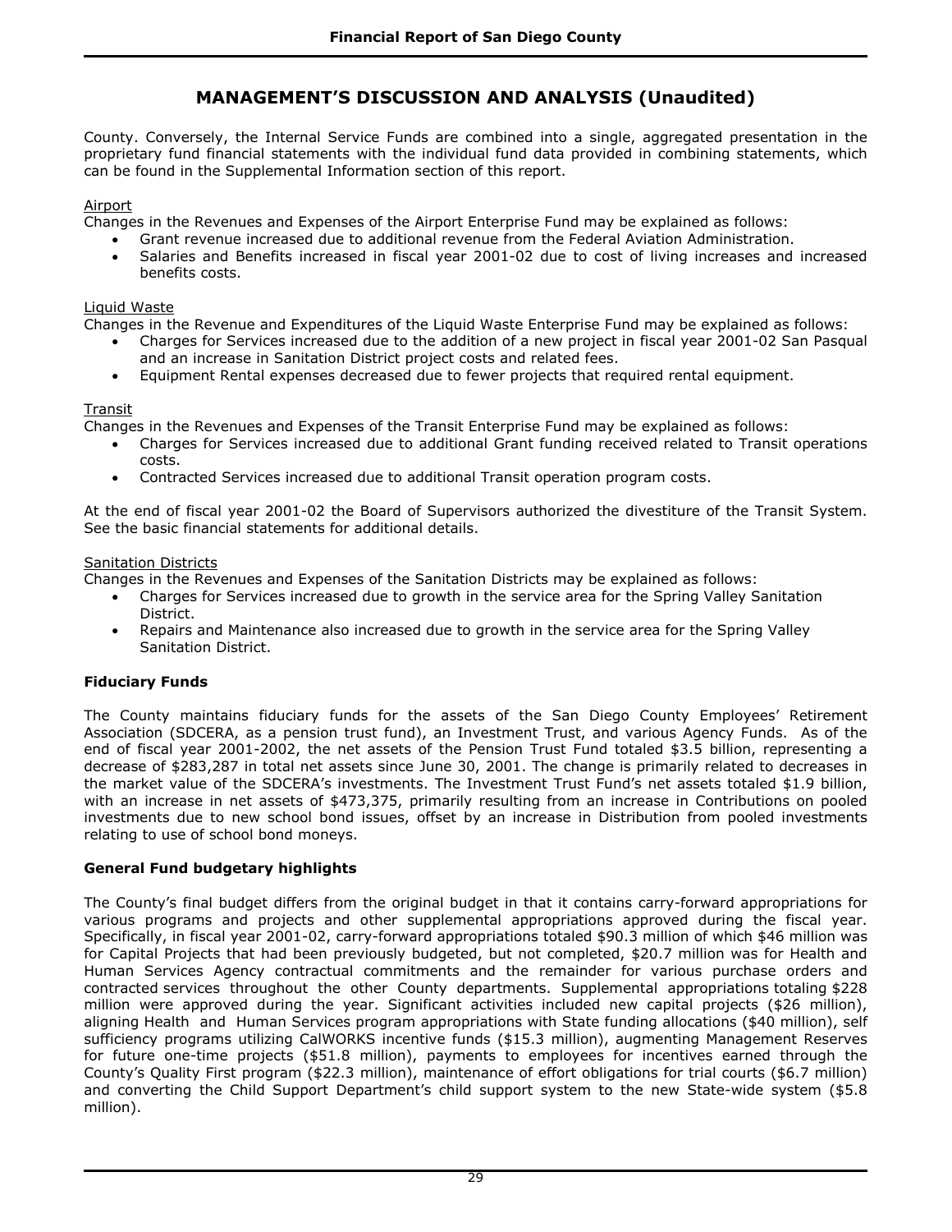# MANAGEMENT'S DISCUSSION AND ANALYSIS (Unaudited)

County. Conversely, the Internal Service Funds are combined into a single, aggregated presentation in the proprietary fund financial statements with the individual fund data provided in combining statements, which can be found in the Supplemental Information section of this report.

Airport

Changes in the Revenues and Expenses of the Airport Enterprise Fund may be explained as follows:

- Grant revenue increased due to additional revenue from the Federal Aviation Administration.
- Salaries and Benefits increased in fiscal year 2001-02 due to cost of living increases and increased benefits costs.

Liquid Waste

Changes in the Revenue and Expenditures of the Liquid Waste Enterprise Fund may be explained as follows:

- Charges for Services increased due to the addition of a new project in fiscal year 2001-02 San Pasqual and an increase in Sanitation District project costs and related fees.
- Equipment Rental expenses decreased due to fewer projects that required rental equipment.

Transit

Changes in the Revenues and Expenses of the Transit Enterprise Fund may be explained as follows:

- Charges for Services increased due to additional Grant funding received related to Transit operations costs.
- Contracted Services increased due to additional Transit operation program costs.

At the end of fiscal year 2001-02 the Board of Supervisors authorized the divestiture of the Transit System. See the basic financial statements for additional details.

Sanitation Districts

Changes in the Revenues and Expenses of the Sanitation Districts may be explained as follows:

- Charges for Services increased due to growth in the service area for the Spring Valley Sanitation District.
- Repairs and Maintenance also increased due to growth in the service area for the Spring Valley Sanitation District.

**Fiduciary Funds**

The County maintains fiduciary funds for the assets of the San Diego County Employees' Retirement Association (SDCERA, as a pension trust fund), an Investment Trust, and various Agency Funds. As of the end of fiscal year 2001-2002, the net assets of the Pension Trust Fund totaled $3.5 billion, representing a decrease of $283,287 in total net assets since June 30, 2001. The change is primarily related to decreases in the market value of the SDCERA's investments. The Investment Trust Fund's net assets totaled $1.9 billion, with an increase in net assets of $473,375, primarily resulting from an increase in Contributions on pooled investments due to new school bond issues, offset by an increase in Distribution from pooled investments relating to use of school bond moneys.

**General Fund budgetary highlights**

The County's final budget differs from the original budget in that it contains carry-forward appropriations for various programs and projects and other supplemental appropriations approved during the fiscal year. Specifically, in fiscal year 2001-02, carry-forward appropriations totaled $90.3 million of which $46 million was for Capital Projects that had been previously budgeted, but not completed, $20.7 million was for Health and Human Services Agency contractual commitments and the remainder for various purchase orders and contracted services throughout the other County departments. Supplemental appropriations totaling $228 million were approved during the year. Significant activities included new capital projects ($26 million), aligning Health and Human Services program appropriations with State funding allocations ($40 million), self sufficiency programs utilizing CalWORKS incentive funds ($15.3 million), augmenting Management Reserves for future one-time projects ($51.8 million), payments to employees for incentives earned through the County's Quality First program ($22.3 million), maintenance of effort obligations for trial courts ($6.7 million) and converting the Child Support Department's child support system to the new State-wide system ($5.8 million).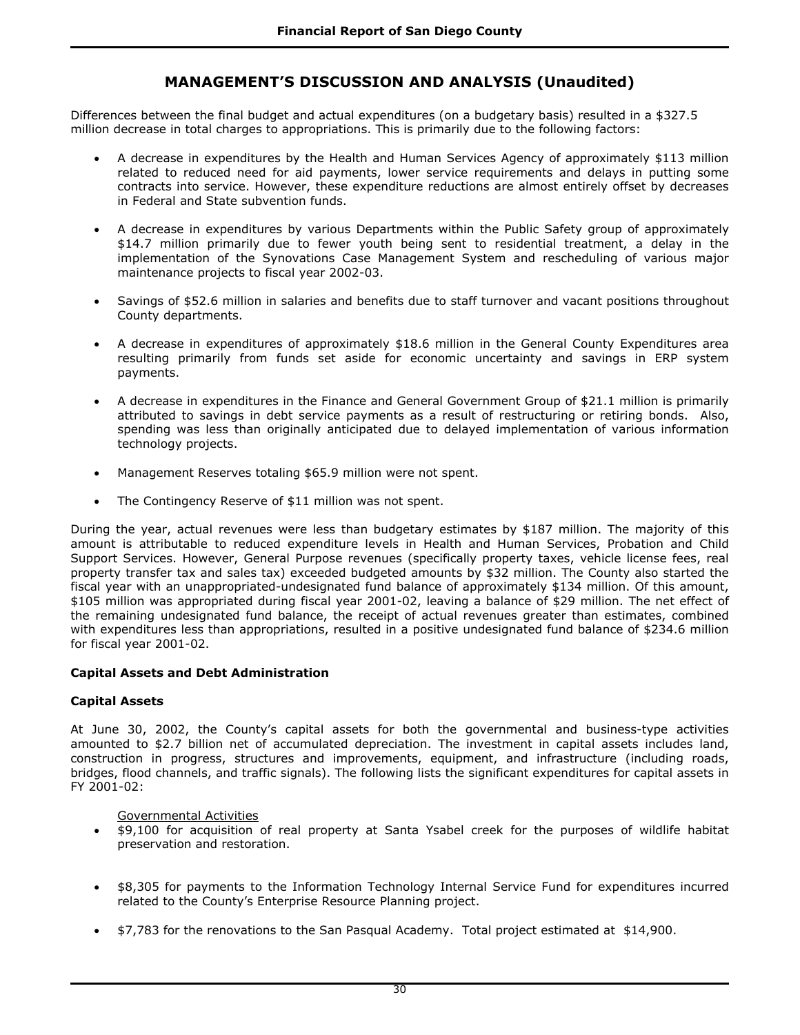## MANAGEMENT'S DISCUSSION AND ANALYSIS (Unaudited)

Differences between the final budget and actual expenditures (on a budgetary basis) resulted in a $327.5 million decrease in total charges to appropriations. This is primarily due to the following factors:

- A decrease in expenditures by the Health and Human Services Agency of approximately $113 million related to reduced need for aid payments, lower service requirements and delays in putting some contracts into service. However, these expenditure reductions are almost entirely offset by decreases in Federal and State subvention funds.
- A decrease in expenditures by various Departments within the Public Safety group of approximately $14.7 million primarily due to fewer youth being sent to residential treatment, a delay in the implementation of the Synovations Case Management System and rescheduling of various major maintenance projects to fiscal year 2002-03.
- Savings of $52.6 million in salaries and benefits due to staff turnover and vacant positions throughout County departments.
- A decrease in expenditures of approximately $18.6 million in the General County Expenditures area resulting primarily from funds set aside for economic uncertainty and savings in ERP system payments.
- A decrease in expenditures in the Finance and General Government Group of $21.1 million is primarily attributed to savings in debt service payments as a result of restructuring or retiring bonds. Also, spending was less than originally anticipated due to delayed implementation of various information technology projects.
- Management Reserves totaling $65.9 million were not spent.
- The Contingency Reserve of $11 million was not spent.

During the year, actual revenues were less than budgetary estimates by $187 million. The majority of this amount is attributable to reduced expenditure levels in Health and Human Services, Probation and Child Support Services. However, General Purpose revenues (specifically property taxes, vehicle license fees, real property transfer tax and sales tax) exceeded budgeted amounts by $32 million. The County also started the fiscal year with an unappropriated-undesignated fund balance of approximately $134 million. Of this amount, $105 million was appropriated during fiscal year 2001-02, leaving a balance of $29 million. The net effect of the remaining undesignated fund balance, the receipt of actual revenues greater than estimates, combined with expenditures less than appropriations, resulted in a positive undesignated fund balance of $234.6 million for fiscal year 2001-02.

### Capital Assets and Debt Administration

### Capital Assets

At June 30, 2002, the County's capital assets for both the governmental and business-type activities amounted to $2.7 billion net of accumulated depreciation. The investment in capital assets includes land, construction in progress, structures and improvements, equipment, and infrastructure (including roads, bridges, flood channels, and traffic signals). The following lists the significant expenditures for capital assets in FY 2001-02:

Governmental Activities

- $9,100 for acquisition of real property at Santa Ysabel creek for the purposes of wildlife habitat preservation and restoration.
- $8,305 for payments to the Information Technology Internal Service Fund for expenditures incurred related to the County's Enterprise Resource Planning project.
- $7,783 for the renovations to the San Pasqual Academy. Total project estimated at $14,900.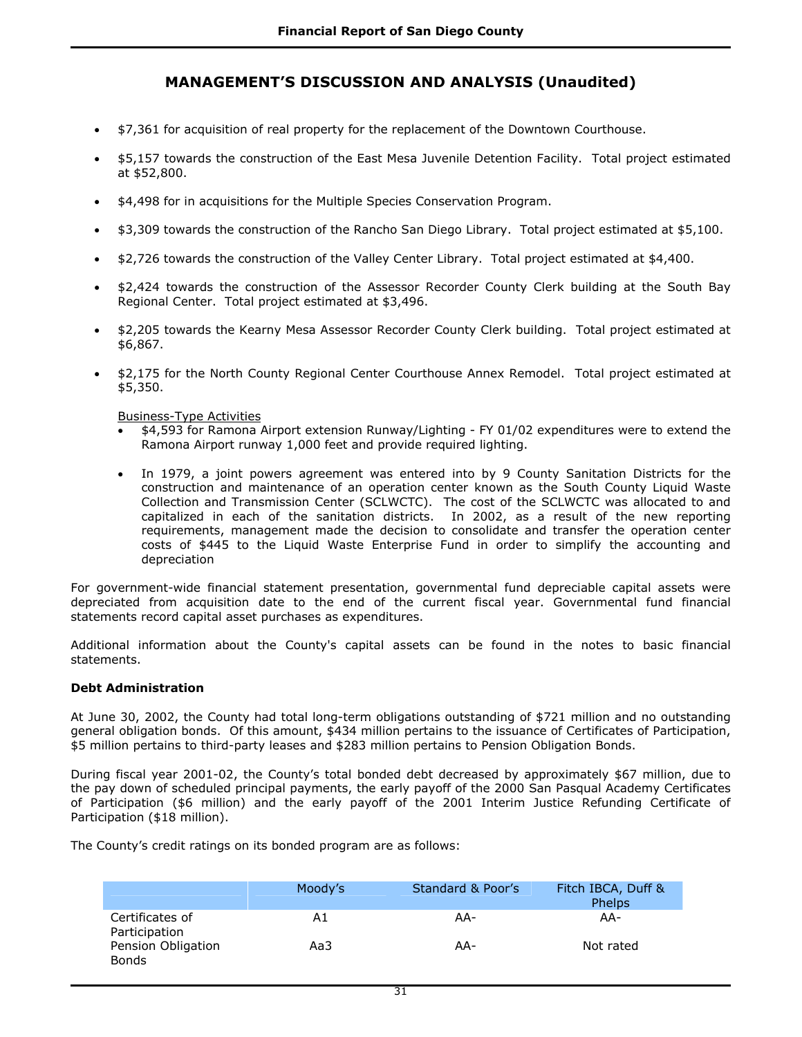# MANAGEMENT'S DISCUSSION AND ANALYSIS (Unaudited)

- $7,361 for acquisition of real property for the replacement of the Downtown Courthouse.
- $5,157 towards the construction of the East Mesa Juvenile Detention Facility. Total project estimated at $52,800.
- $4,498 for in acquisitions for the Multiple Species Conservation Program.
- $3,309 towards the construction of the Rancho San Diego Library. Total project estimated at $5,100.
- $2,726 towards the construction of the Valley Center Library. Total project estimated at $4,400.
- $2,424 towards the construction of the Assessor Recorder County Clerk building at the South Bay Regional Center. Total project estimated at $3,496.
- $2,205 towards the Kearny Mesa Assessor Recorder County Clerk building. Total project estimated at $6,867.
- $2,175 for the North County Regional Center Courthouse Annex Remodel. Total project estimated at $5,350.

Business-Type Activities

- $4,593 for Ramona Airport extension Runway/Lighting - FY 01/02 expenditures were to extend the Ramona Airport runway 1,000 feet and provide required lighting.
- In 1979, a joint powers agreement was entered into by 9 County Sanitation Districts for the construction and maintenance of an operation center known as the South County Liquid Waste Collection and Transmission Center (SCLWCTC). The cost of the SCLWCTC was allocated to and capitalized in each of the sanitation districts. In 2002, as a result of the new reporting requirements, management made the decision to consolidate and transfer the operation center costs of $445 to the Liquid Waste Enterprise Fund in order to simplify the accounting and depreciation

For government-wide financial statement presentation, governmental fund depreciable capital assets were depreciated from acquisition date to the end of the current fiscal year. Governmental fund financial statements record capital asset purchases as expenditures.

Additional information about the County's capital assets can be found in the notes to basic financial statements.

**Debt Administration**

At June 30, 2002, the County had total long-term obligations outstanding of $721 million and no outstanding general obligation bonds. Of this amount, $434 million pertains to the issuance of Certificates of Participation, $5 million pertains to third-party leases and $283 million pertains to Pension Obligation Bonds.

During fiscal year 2001-02, the County's total bonded debt decreased by approximately $67 million, due to the pay down of scheduled principal payments, the early payoff of the 2000 San Pasqual Academy Certificates of Participation ($6 million) and the early payoff of the 2001 Interim Justice Refunding Certificate of Participation ($18 million).

The County's credit ratings on its bonded program are as follows:

| | Moody's | Standard & Poor's | Fitch IBCA, Duff & Phelps |
|---|---|---|---|
| Certificates of Participation | A1 | AA- | AA- |
| Pension Obligation Bonds | Aa3 | AA- | Not rated |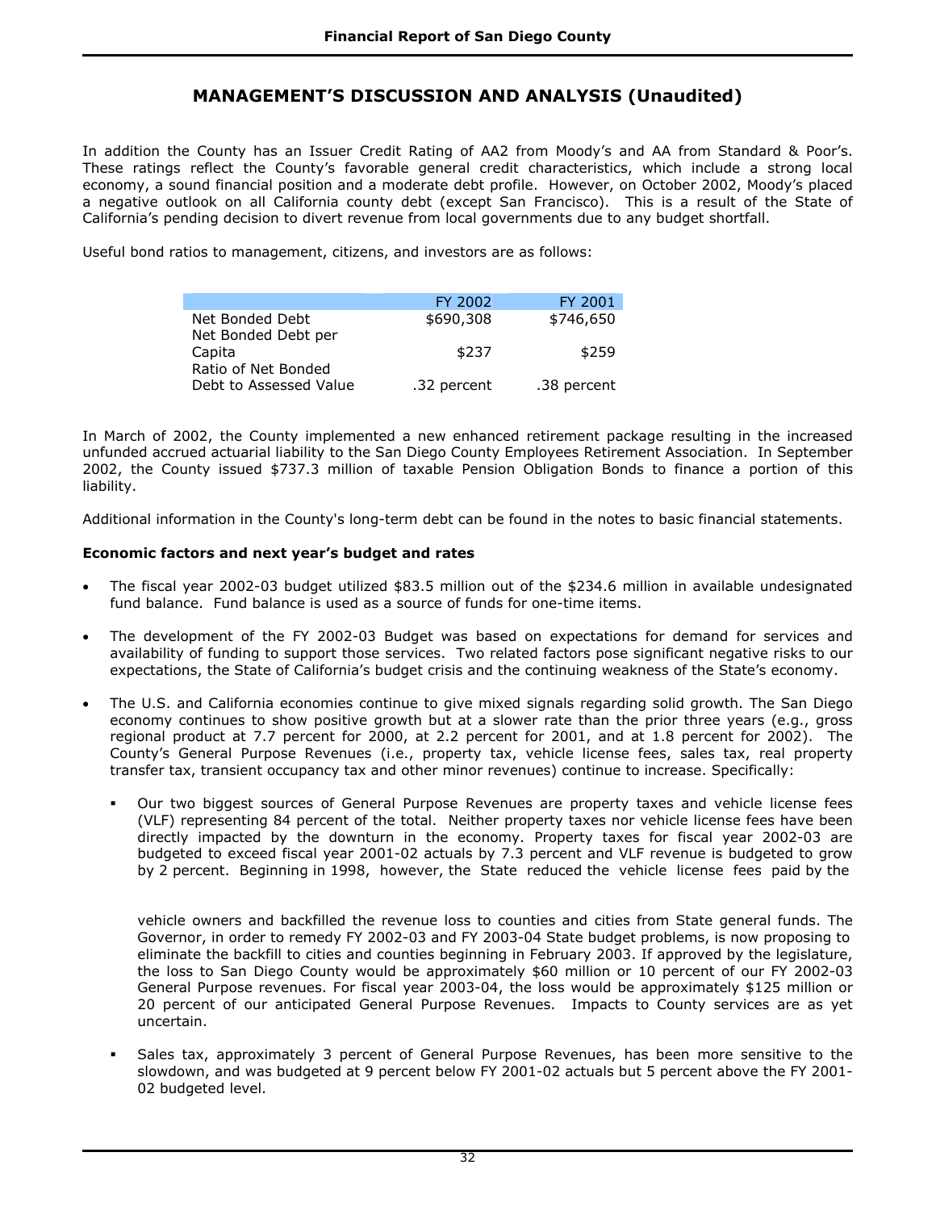# MANAGEMENT'S DISCUSSION AND ANALYSIS (Unaudited)

In addition the County has an Issuer Credit Rating of AA2 from Moody's and AA from Standard & Poor's. These ratings reflect the County's favorable general credit characteristics, which include a strong local economy, a sound financial position and a moderate debt profile. However, on October 2002, Moody's placed a negative outlook on all California county debt (except San Francisco). This is a result of the State of California's pending decision to divert revenue from local governments due to any budget shortfall.

Useful bond ratios to management, citizens, and investors are as follows:

| | FY 2002 | FY 2001 |
|---|---|---|
| Net Bonded Debt | $690,308 | $746,650 |
| Net Bonded Debt per Capita | $237 | $259 |
| Ratio of Net Bonded Debt to Assessed Value | .32 percent | .38 percent |

In March of 2002, the County implemented a new enhanced retirement package resulting in the increased unfunded accrued actuarial liability to the San Diego County Employees Retirement Association. In September 2002, the County issued $737.3 million of taxable Pension Obligation Bonds to finance a portion of this liability.

Additional information in the County's long-term debt can be found in the notes to basic financial statements.

**Economic factors and next year's budget and rates**

- The fiscal year 2002-03 budget utilized $83.5 million out of the $234.6 million in available undesignated fund balance. Fund balance is used as a source of funds for one-time items.

- The development of the FY 2002-03 Budget was based on expectations for demand for services and availability of funding to support those services. Two related factors pose significant negative risks to our expectations, the State of California's budget crisis and the continuing weakness of the State's economy.

- The U.S. and California economies continue to give mixed signals regarding solid growth. The San Diego economy continues to show positive growth but at a slower rate than the prior three years (e.g., gross regional product at 7.7 percent for 2000, at 2.2 percent for 2001, and at 1.8 percent for 2002). The County's General Purpose Revenues (i.e., property tax, vehicle license fees, sales tax, real property transfer tax, transient occupancy tax and other minor revenues) continue to increase. Specifically:

  - Our two biggest sources of General Purpose Revenues are property taxes and vehicle license fees (VLF) representing 84 percent of the total. Neither property taxes nor vehicle license fees have been directly impacted by the downturn in the economy. Property taxes for fiscal year 2002-03 are budgeted to exceed fiscal year 2001-02 actuals by 7.3 percent and VLF revenue is budgeted to grow by 2 percent. Beginning in 1998, however, the State reduced the vehicle license fees paid by the vehicle owners and backfilled the revenue loss to counties and cities from State general funds. The Governor, in order to remedy FY 2002-03 and FY 2003-04 State budget problems, is now proposing to eliminate the backfill to cities and counties beginning in February 2003. If approved by the legislature, the loss to San Diego County would be approximately $60 million or 10 percent of our FY 2002-03 General Purpose revenues. For fiscal year 2003-04, the loss would be approximately $125 million or 20 percent of our anticipated General Purpose Revenues. Impacts to County services are as yet uncertain.

  - Sales tax, approximately 3 percent of General Purpose Revenues, has been more sensitive to the slowdown, and was budgeted at 9 percent below FY 2001-02 actuals but 5 percent above the FY 2001-02 budgeted level.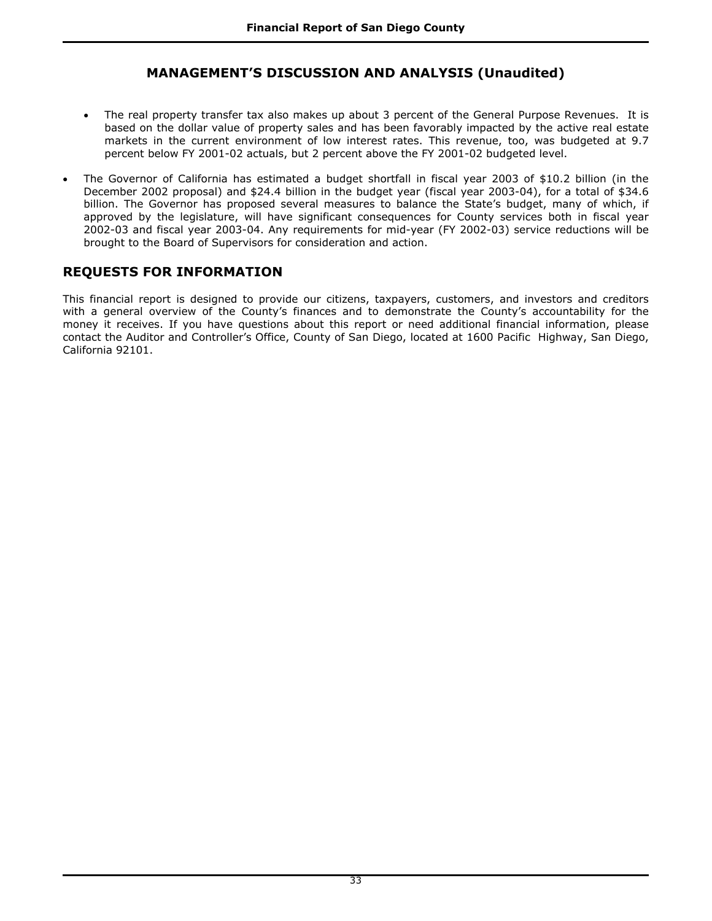## MANAGEMENT'S DISCUSSION AND ANALYSIS (Unaudited)

- The real property transfer tax also makes up about 3 percent of the General Purpose Revenues. It is based on the dollar value of property sales and has been favorably impacted by the active real estate markets in the current environment of low interest rates. This revenue, too, was budgeted at 9.7 percent below FY 2001-02 actuals, but 2 percent above the FY 2001-02 budgeted level.

- The Governor of California has estimated a budget shortfall in fiscal year 2003 of $10.2 billion (in the December 2002 proposal) and $24.4 billion in the budget year (fiscal year 2003-04), for a total of $34.6 billion. The Governor has proposed several measures to balance the State's budget, many of which, if approved by the legislature, will have significant consequences for County services both in fiscal year 2002-03 and fiscal year 2003-04. Any requirements for mid-year (FY 2002-03) service reductions will be brought to the Board of Supervisors for consideration and action.

## REQUESTS FOR INFORMATION

This financial report is designed to provide our citizens, taxpayers, customers, and investors and creditors with a general overview of the County's finances and to demonstrate the County's accountability for the money it receives. If you have questions about this report or need additional financial information, please contact the Auditor and Controller's Office, County of San Diego, located at 1600 Pacific Highway, San Diego, California 92101.